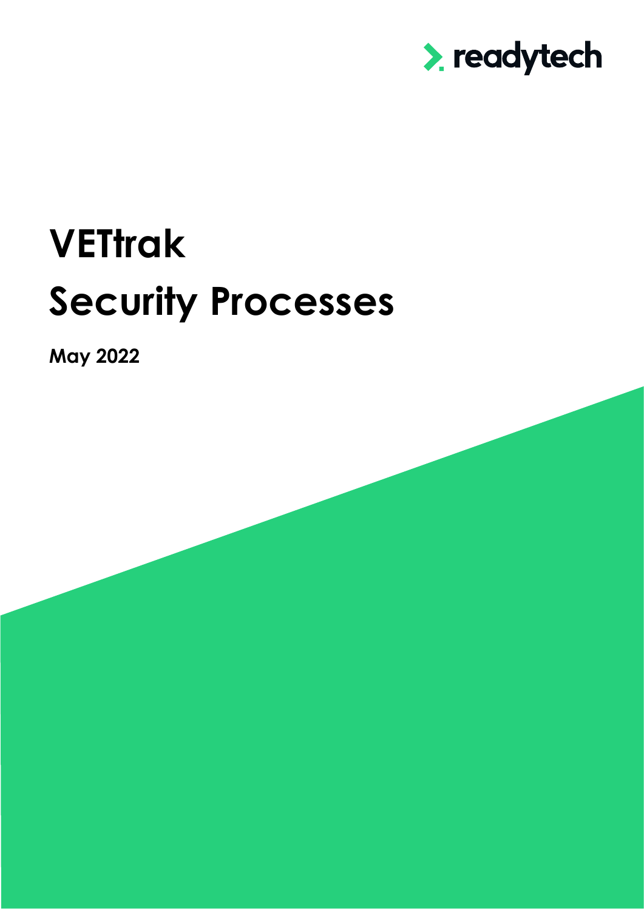readytech

# VETtrak

# Security Processes

**May 2022**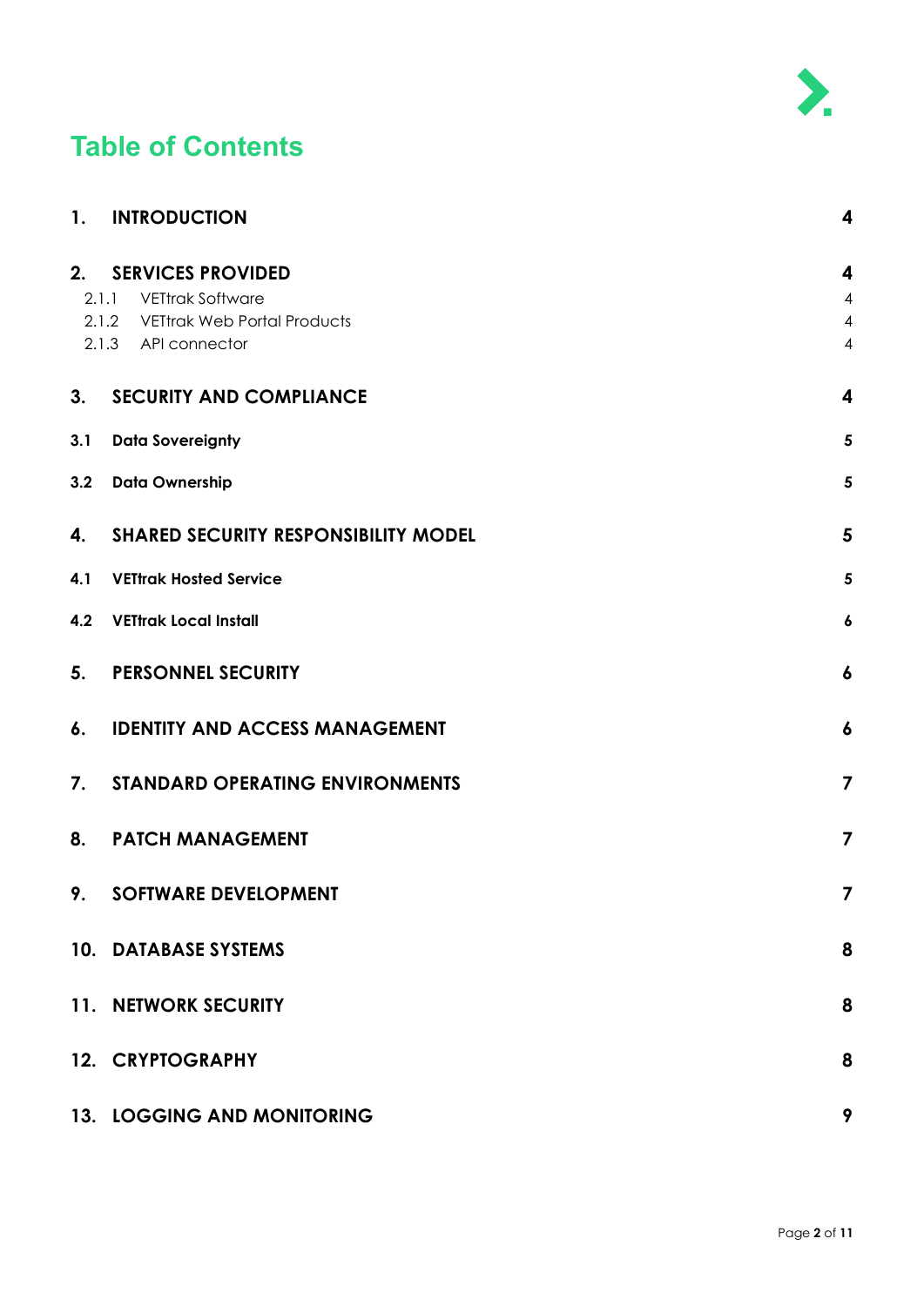# Table of Contents

| | | |
|---|---|---|
| **1.** | **INTRODUCTION** | **4** |
| **2.** | **SERVICES PROVIDED** | **4** |
| 2.1.1 | VETtrak Software | 4 |
| 2.1.2 | VETtrak Web Portal Products | 4 |
| 2.1.3 | API connector | 4 |
| **3.** | **SECURITY AND COMPLIANCE** | **4** |
| **3.1** | **Data Sovereignty** | **5** |
| **3.2** | **Data Ownership** | **5** |
| **4.** | **SHARED SECURITY RESPONSIBILITY MODEL** | **5** |
| **4.1** | **VETtrak Hosted Service** | **5** |
| **4.2** | **VETtrak Local Install** | **6** |
| **5.** | **PERSONNEL SECURITY** | **6** |
| **6.** | **IDENTITY AND ACCESS MANAGEMENT** | **6** |
| **7.** | **STANDARD OPERATING ENVIRONMENTS** | **7** |
| **8.** | **PATCH MANAGEMENT** | **7** |
| **9.** | **SOFTWARE DEVELOPMENT** | **7** |
| **10.** | **DATABASE SYSTEMS** | **8** |
| **11.** | **NETWORK SECURITY** | **8** |
| **12.** | **CRYPTOGRAPHY** | **8** |
| **13.** | **LOGGING AND MONITORING** | **9** |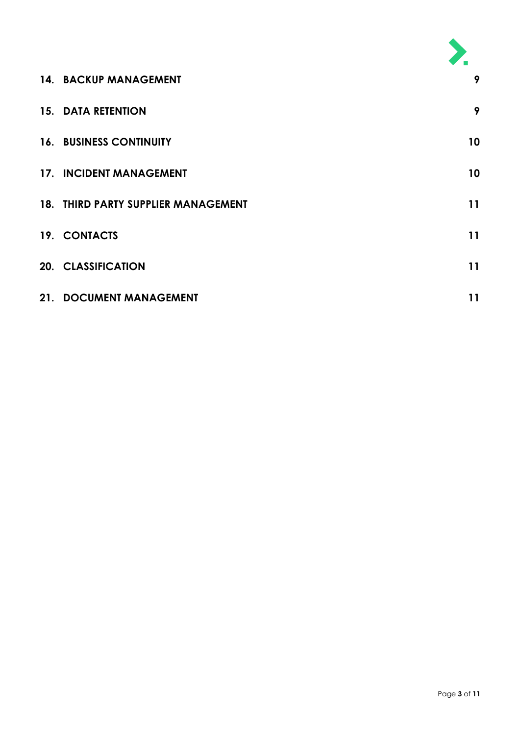| | |
|---|---|
| **14. BACKUP MANAGEMENT** | **9** |
| **15. DATA RETENTION** | **9** |
| **16. BUSINESS CONTINUITY** | **10** |
| **17. INCIDENT MANAGEMENT** | **10** |
| **18. THIRD PARTY SUPPLIER MANAGEMENT** | **11** |
| **19. CONTACTS** | **11** |
| **20. CLASSIFICATION** | **11** |
| **21. DOCUMENT MANAGEMENT** | **11** |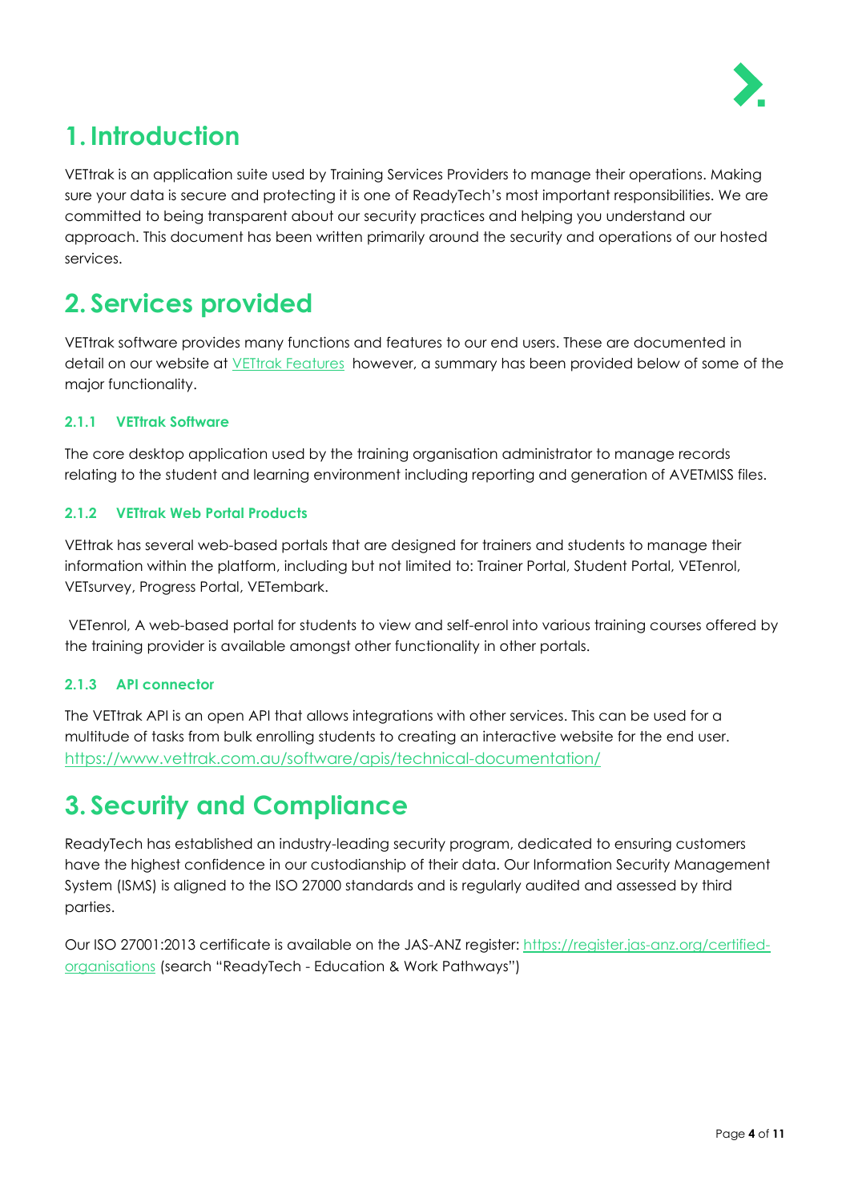# 1. Introduction

VETtrak is an application suite used by Training Services Providers to manage their operations. Making sure your data is secure and protecting it is one of ReadyTech's most important responsibilities. We are committed to being transparent about our security practices and helping you understand our approach. This document has been written primarily around the security and operations of our hosted services.

# 2. Services provided

VETtrak software provides many functions and features to our end users. These are documented in detail on our website at [VETtrak Features](VETtrak Features) however, a summary has been provided below of some of the major functionality.

### 2.1.1 VETtrak Software

The core desktop application used by the training organisation administrator to manage records relating to the student and learning environment including reporting and generation of AVETMISS files.

### 2.1.2 VETtrak Web Portal Products

VEttrak has several web-based portals that are designed for trainers and students to manage their information within the platform, including but not limited to: Trainer Portal, Student Portal, VETenrol, VETsurvey, Progress Portal, VETembark.

VETenrol, A web-based portal for students to view and self-enrol into various training courses offered by the training provider is available amongst other functionality in other portals.

### 2.1.3 API connector

The VETtrak API is an open API that allows integrations with other services. This can be used for a multitude of tasks from bulk enrolling students to creating an interactive website for the end user. https://www.vettrak.com.au/software/apis/technical-documentation/

# 3. Security and Compliance

ReadyTech has established an industry-leading security program, dedicated to ensuring customers have the highest confidence in our custodianship of their data. Our Information Security Management System (ISMS) is aligned to the ISO 27000 standards and is regularly audited and assessed by third parties.

Our ISO 27001:2013 certificate is available on the JAS-ANZ register: https://register.jas-anz.org/certified-organisations (search "ReadyTech - Education & Work Pathways")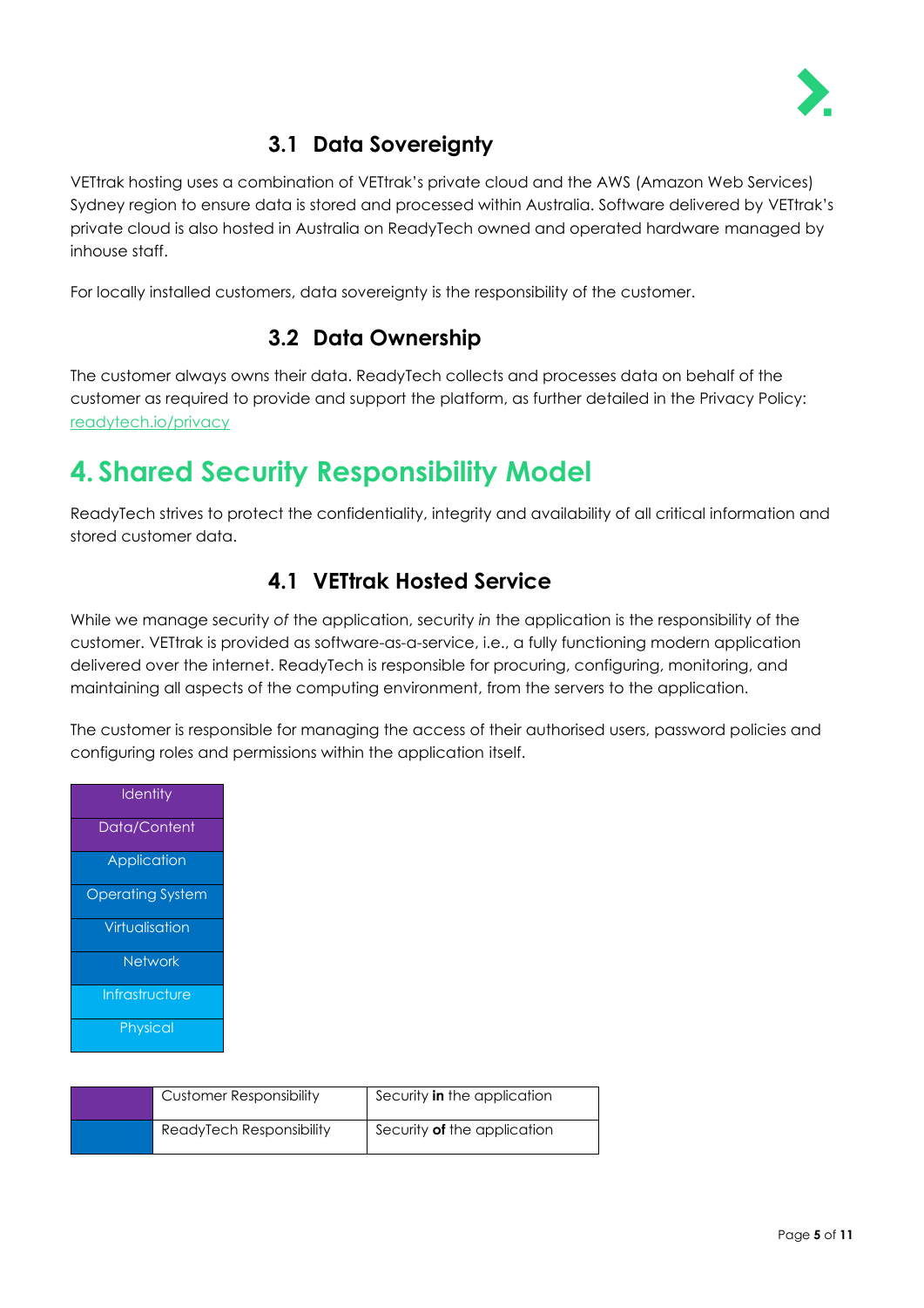### 3.1 Data Sovereignty

VETtrak hosting uses a combination of VETtrak's private cloud and the AWS (Amazon Web Services) Sydney region to ensure data is stored and processed within Australia. Software delivered by VETtrak's private cloud is also hosted in Australia on ReadyTech owned and operated hardware managed by inhouse staff.

For locally installed customers, data sovereignty is the responsibility of the customer.

### 3.2 Data Ownership

The customer always owns their data. ReadyTech collects and processes data on behalf of the customer as required to provide and support the platform, as further detailed in the Privacy Policy: [readytech.io/privacy](readytech.io/privacy)

## 4. Shared Security Responsibility Model

ReadyTech strives to protect the confidentiality, integrity and availability of all critical information and stored customer data.

### 4.1 VETtrak Hosted Service

While we manage security *of* the application, security *in* the application is the responsibility of the customer. VETtrak is provided as software-as-a-service, i.e., a fully functioning modern application delivered over the internet. ReadyTech is responsible for procuring, configuring, monitoring, and maintaining all aspects of the computing environment, from the servers to the application.

The customer is responsible for managing the access of their authorised users, password policies and configuring roles and permissions within the application itself.

| |
|---|
| Identity |
| Data/Content |
| Application |
| Operating System |
| Virtualisation |
| Network |
| Infrastructure |
| Physical |

| | | |
|---|---|---|
| (purple) | Customer Responsibility | Security **in** the application |
| (blue) | ReadyTech Responsibility | Security **of** the application |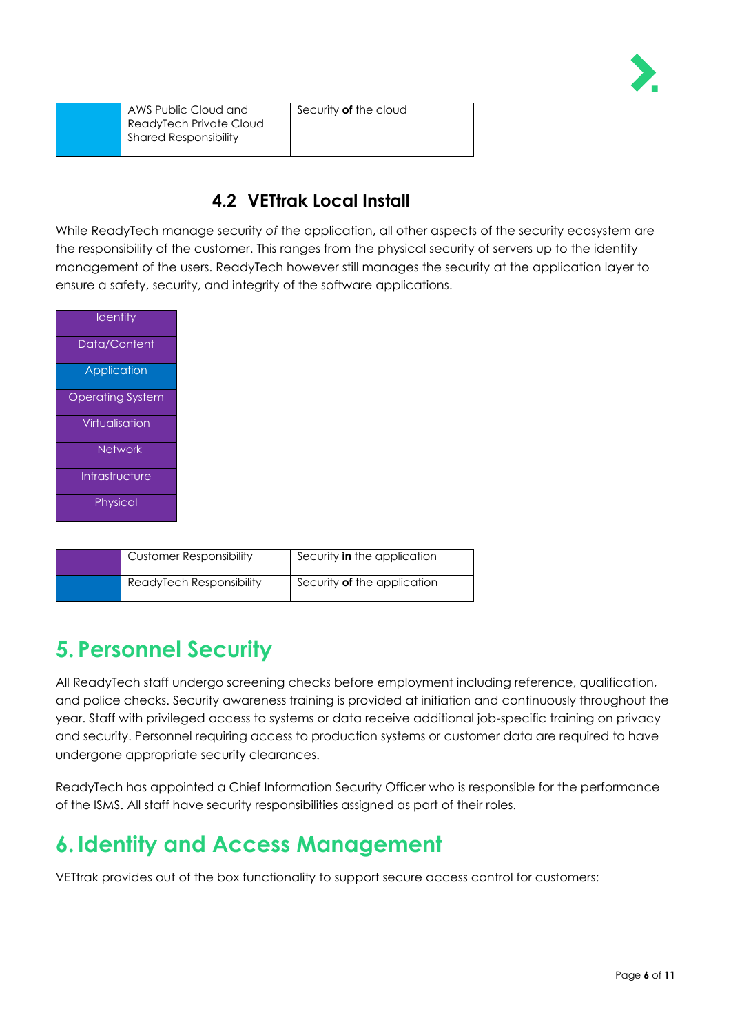| | AWS Public Cloud and ReadyTech Private Cloud Shared Responsibility | Security **of** the cloud |
|---|---|---|

### 4.2 VETtrak Local Install

While ReadyTech manage security *of* the application, all other aspects of the security ecosystem are the responsibility of the customer. This ranges from the physical security of servers up to the identity management of the users. ReadyTech however still manages the security at the application layer to ensure a safety, security, and integrity of the software applications.

| |
|---|
| Identity |
| Data/Content |
| Application |
| Operating System |
| Virtualisation |
| Network |
| Infrastructure |
| Physical |

| | Customer Responsibility | Security **in** the application |
|---|---|---|
| | ReadyTech Responsibility | Security **of** the application |

# 5. Personnel Security

All ReadyTech staff undergo screening checks before employment including reference, qualification, and police checks. Security awareness training is provided at initiation and continuously throughout the year. Staff with privileged access to systems or data receive additional job-specific training on privacy and security. Personnel requiring access to production systems or customer data are required to have undergone appropriate security clearances.

ReadyTech has appointed a Chief Information Security Officer who is responsible for the performance of the ISMS. All staff have security responsibilities assigned as part of their roles.

# 6. Identity and Access Management

VETtrak provides out of the box functionality to support secure access control for customers: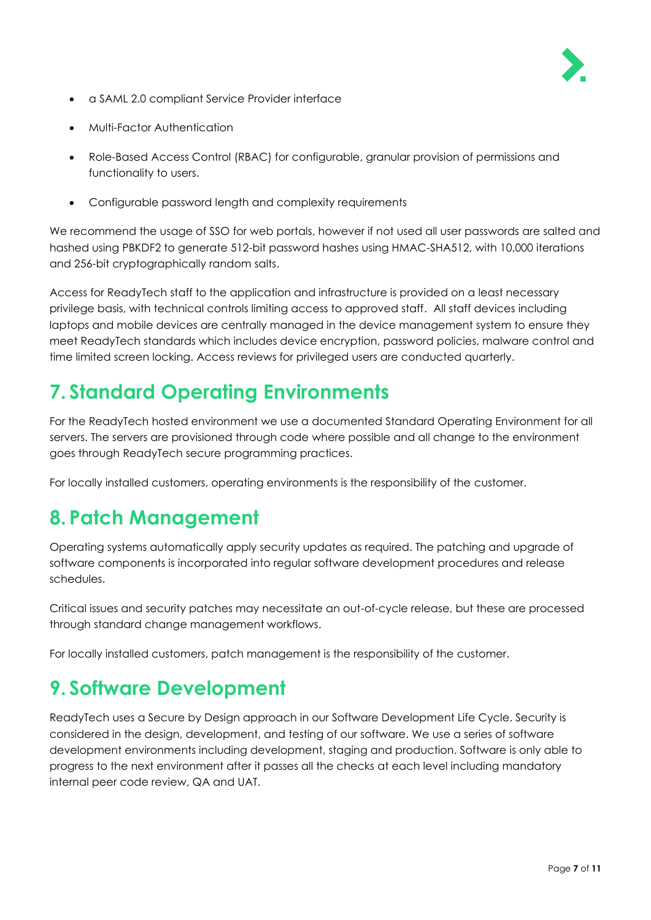- a SAML 2.0 compliant Service Provider interface
- Multi-Factor Authentication
- Role-Based Access Control (RBAC) for configurable, granular provision of permissions and functionality to users.
- Configurable password length and complexity requirements

We recommend the usage of SSO for web portals, however if not used all user passwords are salted and hashed using PBKDF2 to generate 512-bit password hashes using HMAC-SHA512, with 10,000 iterations and 256-bit cryptographically random salts.

Access for ReadyTech staff to the application and infrastructure is provided on a least necessary privilege basis, with technical controls limiting access to approved staff. All staff devices including laptops and mobile devices are centrally managed in the device management system to ensure they meet ReadyTech standards which includes device encryption, password policies, malware control and time limited screen locking. Access reviews for privileged users are conducted quarterly.

# 7. Standard Operating Environments

For the ReadyTech hosted environment we use a documented Standard Operating Environment for all servers. The servers are provisioned through code where possible and all change to the environment goes through ReadyTech secure programming practices.

For locally installed customers, operating environments is the responsibility of the customer.

# 8. Patch Management

Operating systems automatically apply security updates as required. The patching and upgrade of software components is incorporated into regular software development procedures and release schedules.

Critical issues and security patches may necessitate an out-of-cycle release, but these are processed through standard change management workflows.

For locally installed customers, patch management is the responsibility of the customer.

# 9. Software Development

ReadyTech uses a Secure by Design approach in our Software Development Life Cycle. Security is considered in the design, development, and testing of our software. We use a series of software development environments including development, staging and production. Software is only able to progress to the next environment after it passes all the checks at each level including mandatory internal peer code review, QA and UAT.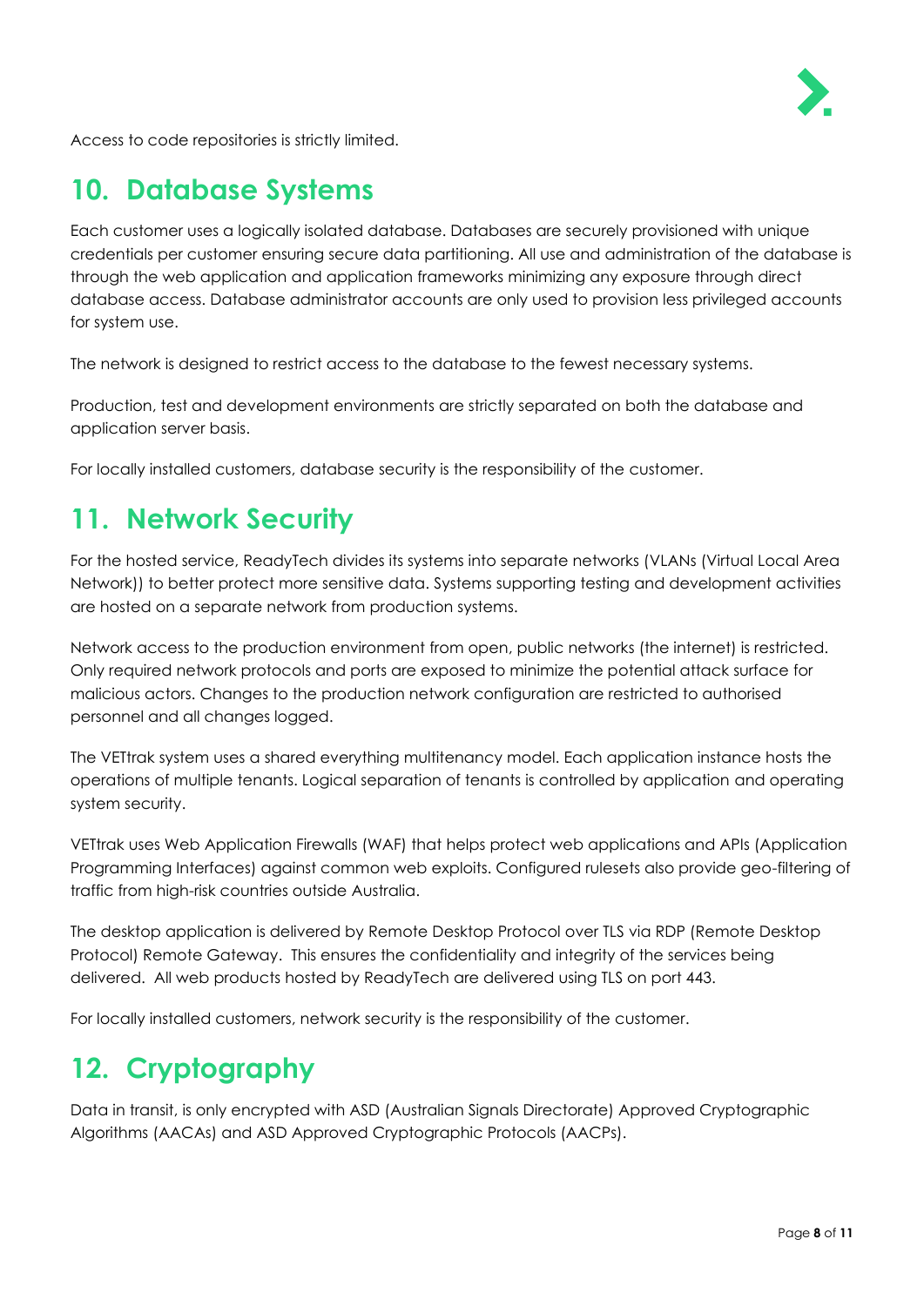Access to code repositories is strictly limited.

## 10. Database Systems

Each customer uses a logically isolated database. Databases are securely provisioned with unique credentials per customer ensuring secure data partitioning. All use and administration of the database is through the web application and application frameworks minimizing any exposure through direct database access. Database administrator accounts are only used to provision less privileged accounts for system use.

The network is designed to restrict access to the database to the fewest necessary systems.

Production, test and development environments are strictly separated on both the database and application server basis.

For locally installed customers, database security is the responsibility of the customer.

## 11. Network Security

For the hosted service, ReadyTech divides its systems into separate networks (VLANs (Virtual Local Area Network)) to better protect more sensitive data. Systems supporting testing and development activities are hosted on a separate network from production systems.

Network access to the production environment from open, public networks (the internet) is restricted. Only required network protocols and ports are exposed to minimize the potential attack surface for malicious actors. Changes to the production network configuration are restricted to authorised personnel and all changes logged.

The VETtrak system uses a shared everything multitenancy model. Each application instance hosts the operations of multiple tenants. Logical separation of tenants is controlled by application and operating system security.

VETtrak uses Web Application Firewalls (WAF) that helps protect web applications and APIs (Application Programming Interfaces) against common web exploits. Configured rulesets also provide geo-filtering of traffic from high-risk countries outside Australia.

The desktop application is delivered by Remote Desktop Protocol over TLS via RDP (Remote Desktop Protocol) Remote Gateway. This ensures the confidentiality and integrity of the services being delivered. All web products hosted by ReadyTech are delivered using TLS on port 443.

For locally installed customers, network security is the responsibility of the customer.

## 12. Cryptography

Data in transit, is only encrypted with ASD (Australian Signals Directorate) Approved Cryptographic Algorithms (AACAs) and ASD Approved Cryptographic Protocols (AACPs).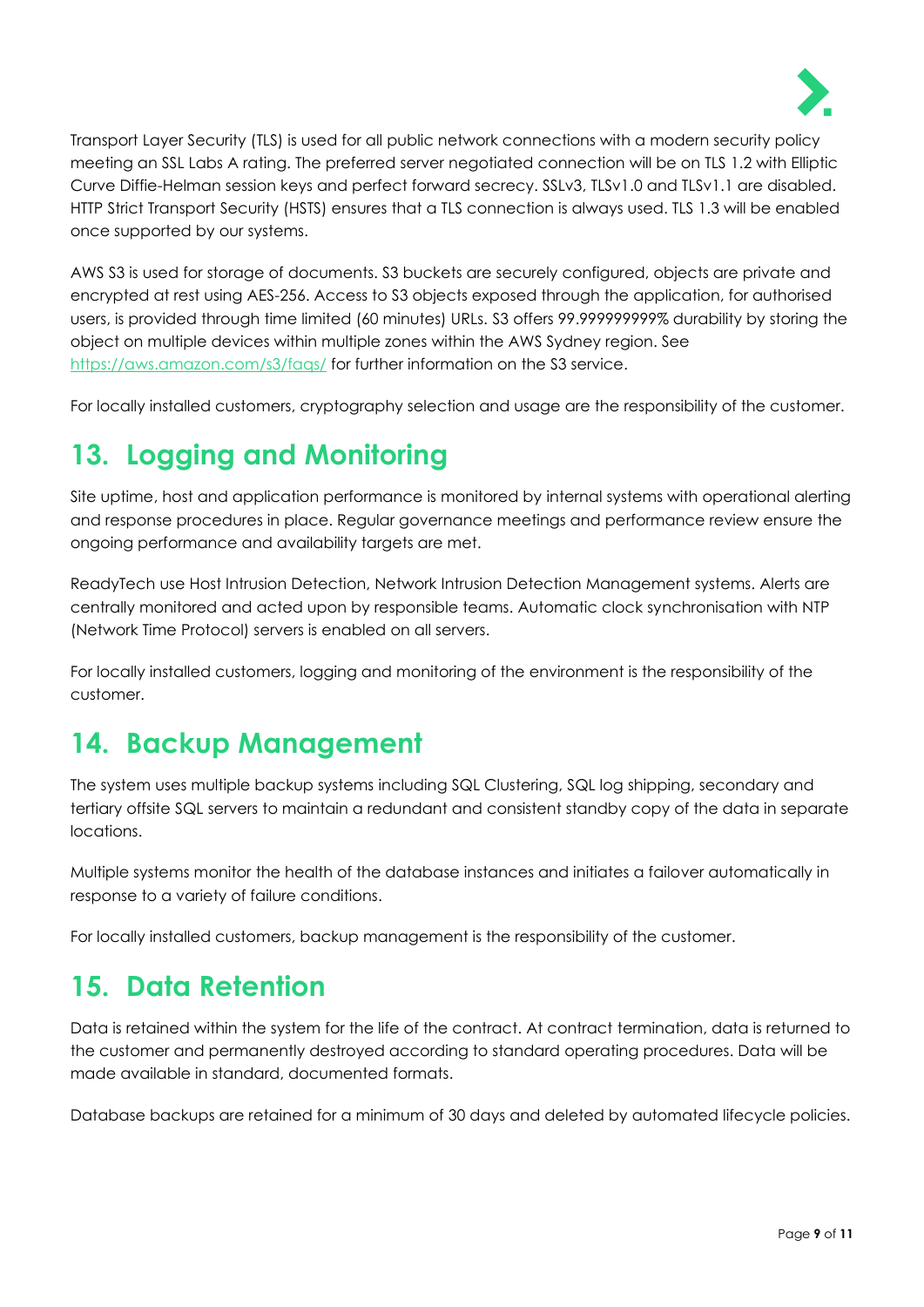Transport Layer Security (TLS) is used for all public network connections with a modern security policy meeting an SSL Labs A rating. The preferred server negotiated connection will be on TLS 1.2 with Elliptic Curve Diffie-Helman session keys and perfect forward secrecy. SSLv3, TLSv1.0 and TLSv1.1 are disabled. HTTP Strict Transport Security (HSTS) ensures that a TLS connection is always used. TLS 1.3 will be enabled once supported by our systems.

AWS S3 is used for storage of documents. S3 buckets are securely configured, objects are private and encrypted at rest using AES-256. Access to S3 objects exposed through the application, for authorised users, is provided through time limited (60 minutes) URLs. S3 offers 99.999999999% durability by storing the object on multiple devices within multiple zones within the AWS Sydney region. See [https://aws.amazon.com/s3/faqs/](https://aws.amazon.com/s3/faqs/) for further information on the S3 service.

For locally installed customers, cryptography selection and usage are the responsibility of the customer.

## 13. Logging and Monitoring

Site uptime, host and application performance is monitored by internal systems with operational alerting and response procedures in place. Regular governance meetings and performance review ensure the ongoing performance and availability targets are met.

ReadyTech use Host Intrusion Detection, Network Intrusion Detection Management systems. Alerts are centrally monitored and acted upon by responsible teams. Automatic clock synchronisation with NTP (Network Time Protocol) servers is enabled on all servers.

For locally installed customers, logging and monitoring of the environment is the responsibility of the customer.

## 14. Backup Management

The system uses multiple backup systems including SQL Clustering, SQL log shipping, secondary and tertiary offsite SQL servers to maintain a redundant and consistent standby copy of the data in separate locations.

Multiple systems monitor the health of the database instances and initiates a failover automatically in response to a variety of failure conditions.

For locally installed customers, backup management is the responsibility of the customer.

## 15. Data Retention

Data is retained within the system for the life of the contract. At contract termination, data is returned to the customer and permanently destroyed according to standard operating procedures. Data will be made available in standard, documented formats.

Database backups are retained for a minimum of 30 days and deleted by automated lifecycle policies.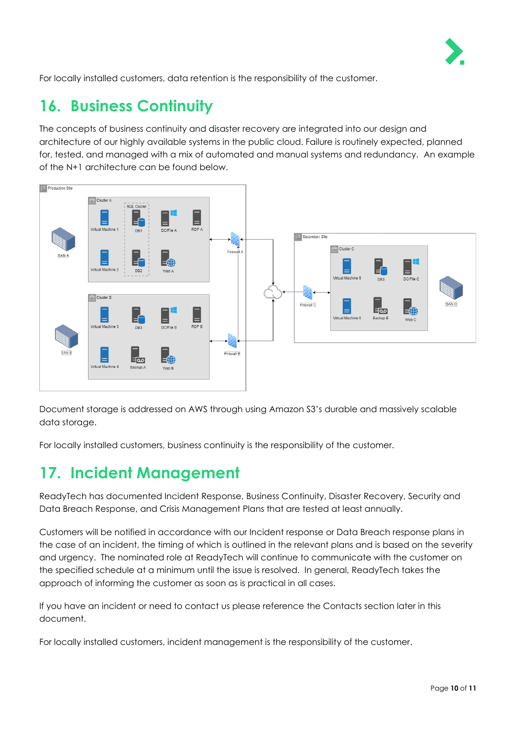For locally installed customers, data retention is the responsibility of the customer.

## 16. Business Continuity

The concepts of business continuity and disaster recovery are integrated into our design and architecture of our highly available systems in the public cloud. Failure is routinely expected, planned for, tested, and managed with a mix of automated and manual systems and redundancy. An example of the N+1 architecture can be found below.

Document storage is addressed on AWS through using Amazon S3's durable and massively scalable data storage.

For locally installed customers, business continuity is the responsibility of the customer.

## 17. Incident Management

ReadyTech has documented Incident Response, Business Continuity, Disaster Recovery, Security and Data Breach Response, and Crisis Management Plans that are tested at least annually.

Customers will be notified in accordance with our Incident response or Data Breach response plans in the case of an incident, the timing of which is outlined in the relevant plans and is based on the severity and urgency. The nominated role at ReadyTech will continue to communicate with the customer on the specified schedule at a minimum until the issue is resolved. In general, ReadyTech takes the approach of informing the customer as soon as is practical in all cases.

If you have an incident or need to contact us please reference the Contacts section later in this document.

For locally installed customers, incident management is the responsibility of the customer.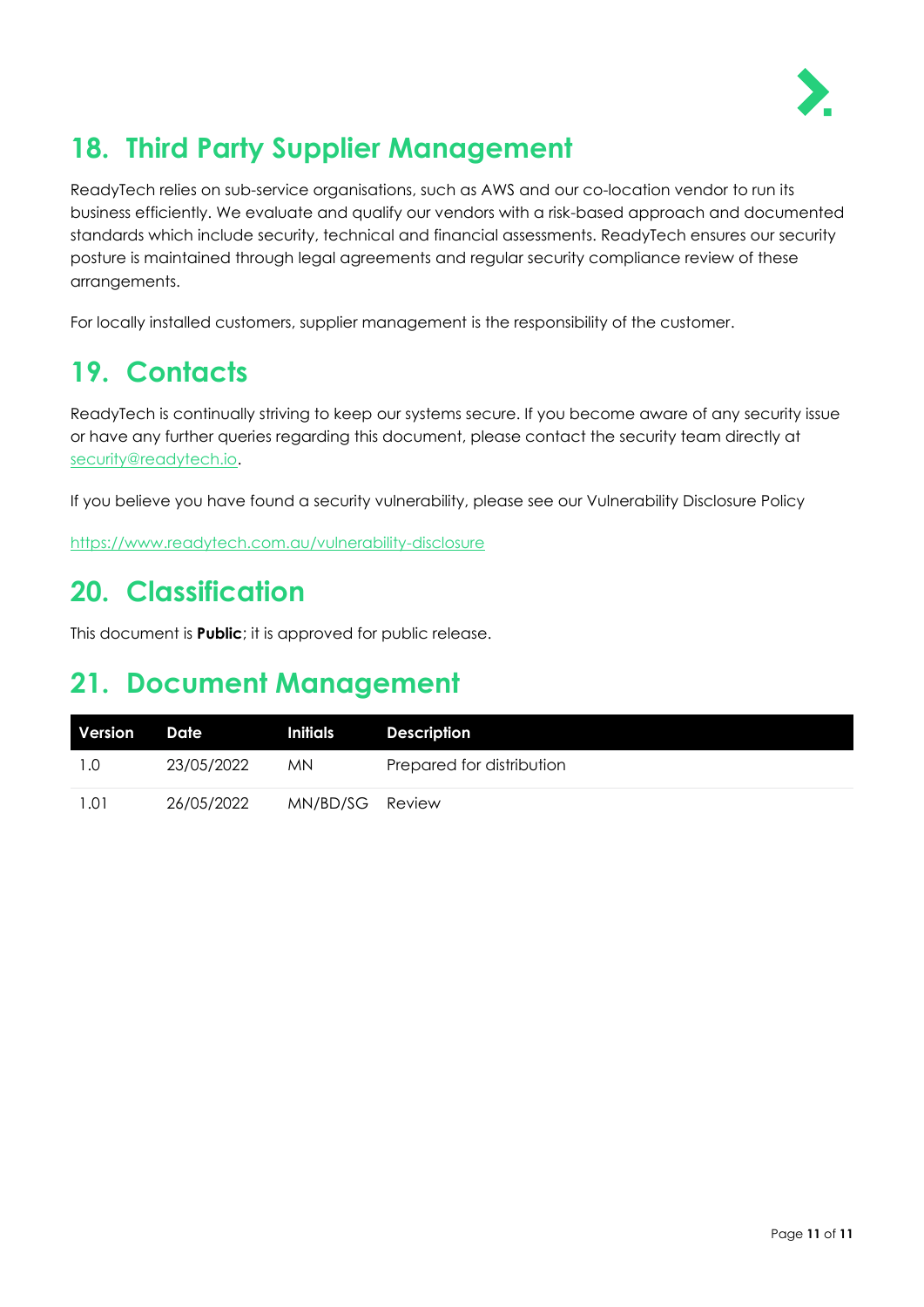## 18. Third Party Supplier Management

ReadyTech relies on sub-service organisations, such as AWS and our co-location vendor to run its business efficiently. We evaluate and qualify our vendors with a risk-based approach and documented standards which include security, technical and financial assessments. ReadyTech ensures our security posture is maintained through legal agreements and regular security compliance review of these arrangements.

For locally installed customers, supplier management is the responsibility of the customer.

## 19. Contacts

ReadyTech is continually striving to keep our systems secure. If you become aware of any security issue or have any further queries regarding this document, please contact the security team directly at security@readytech.io.

If you believe you have found a security vulnerability, please see our Vulnerability Disclosure Policy

https://www.readytech.com.au/vulnerability-disclosure

## 20. Classification

This document is **Public**; it is approved for public release.

## 21. Document Management

| Version | Date | Initials | Description |
|---|---|---|---|
| 1.0 | 23/05/2022 | MN | Prepared for distribution |
| 1.01 | 26/05/2022 | MN/BD/SG | Review |